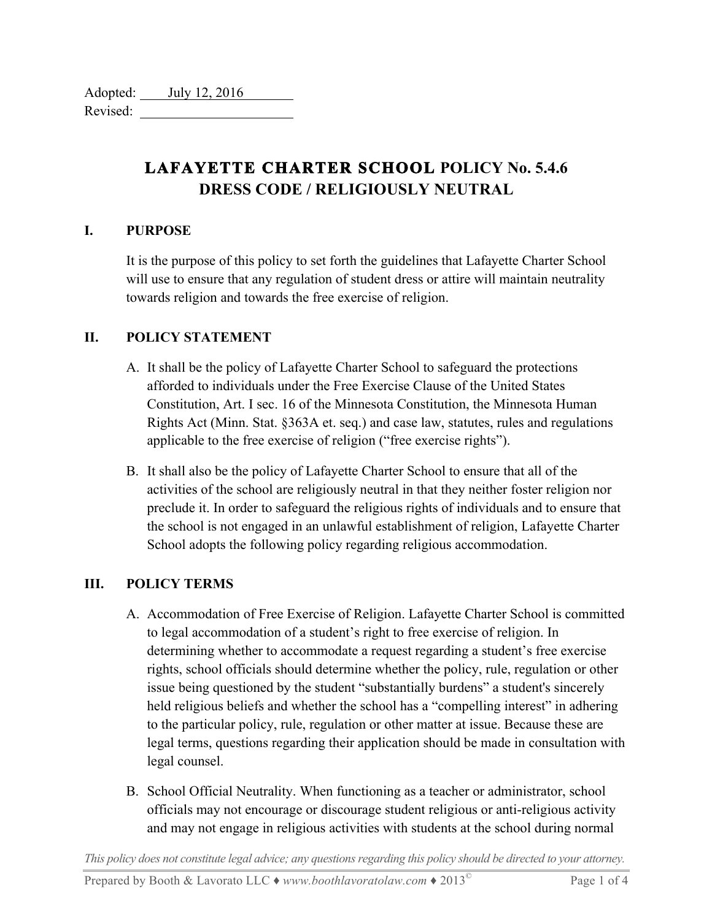Adopted: July 12, 2016
Revised:

# LAFAYETTE CHARTER SCHOOL POLICY No. 5.4.6 DRESS CODE / RELIGIOUSLY NEUTRAL

## I. PURPOSE

It is the purpose of this policy to set forth the guidelines that Lafayette Charter School will use to ensure that any regulation of student dress or attire will maintain neutrality towards religion and towards the free exercise of religion.

## II. POLICY STATEMENT

A. It shall be the policy of Lafayette Charter School to safeguard the protections afforded to individuals under the Free Exercise Clause of the United States Constitution, Art. I sec. 16 of the Minnesota Constitution, the Minnesota Human Rights Act (Minn. Stat. §363A et. seq.) and case law, statutes, rules and regulations applicable to the free exercise of religion ("free exercise rights").

B. It shall also be the policy of Lafayette Charter School to ensure that all of the activities of the school are religiously neutral in that they neither foster religion nor preclude it. In order to safeguard the religious rights of individuals and to ensure that the school is not engaged in an unlawful establishment of religion, Lafayette Charter School adopts the following policy regarding religious accommodation.

## III. POLICY TERMS

A. Accommodation of Free Exercise of Religion. Lafayette Charter School is committed to legal accommodation of a student's right to free exercise of religion. In determining whether to accommodate a request regarding a student's free exercise rights, school officials should determine whether the policy, rule, regulation or other issue being questioned by the student "substantially burdens" a student's sincerely held religious beliefs and whether the school has a "compelling interest" in adhering to the particular policy, rule, regulation or other matter at issue. Because these are legal terms, questions regarding their application should be made in consultation with legal counsel.

B. School Official Neutrality. When functioning as a teacher or administrator, school officials may not encourage or discourage student religious or anti-religious activity and may not engage in religious activities with students at the school during normal

*This policy does not constitute legal advice; any questions regarding this policy should be directed to your attorney.*

Prepared by Booth & Lavorato LLC ♦ *www.boothlavoratolaw.com* ♦ 2013©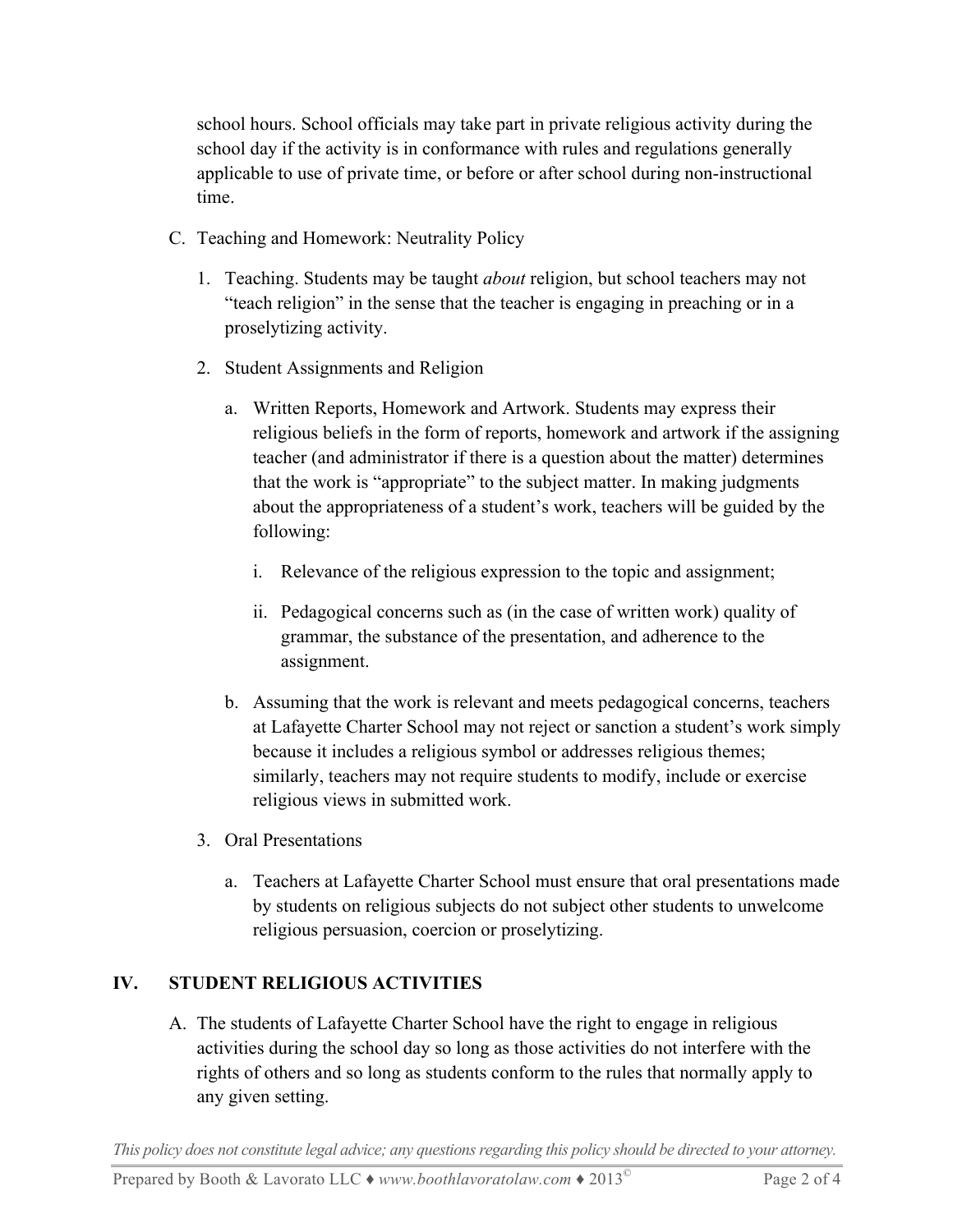school hours. School officials may take part in private religious activity during the school day if the activity is in conformance with rules and regulations generally applicable to use of private time, or before or after school during non-instructional time.

C. Teaching and Homework: Neutrality Policy

   1. Teaching. Students may be taught *about* religion, but school teachers may not "teach religion" in the sense that the teacher is engaging in preaching or in a proselytizing activity.

   2. Student Assignments and Religion

      a. Written Reports, Homework and Artwork. Students may express their religious beliefs in the form of reports, homework and artwork if the assigning teacher (and administrator if there is a question about the matter) determines that the work is "appropriate" to the subject matter. In making judgments about the appropriateness of a student's work, teachers will be guided by the following:

         i. Relevance of the religious expression to the topic and assignment;

         ii. Pedagogical concerns such as (in the case of written work) quality of grammar, the substance of the presentation, and adherence to the assignment.

      b. Assuming that the work is relevant and meets pedagogical concerns, teachers at Lafayette Charter School may not reject or sanction a student's work simply because it includes a religious symbol or addresses religious themes; similarly, teachers may not require students to modify, include or exercise religious views in submitted work.

   3. Oral Presentations

      a. Teachers at Lafayette Charter School must ensure that oral presentations made by students on religious subjects do not subject other students to unwelcome religious persuasion, coercion or proselytizing.

## IV. STUDENT RELIGIOUS ACTIVITIES

A. The students of Lafayette Charter School have the right to engage in religious activities during the school day so long as those activities do not interfere with the rights of others and so long as students conform to the rules that normally apply to any given setting.

*This policy does not constitute legal advice; any questions regarding this policy should be directed to your attorney.*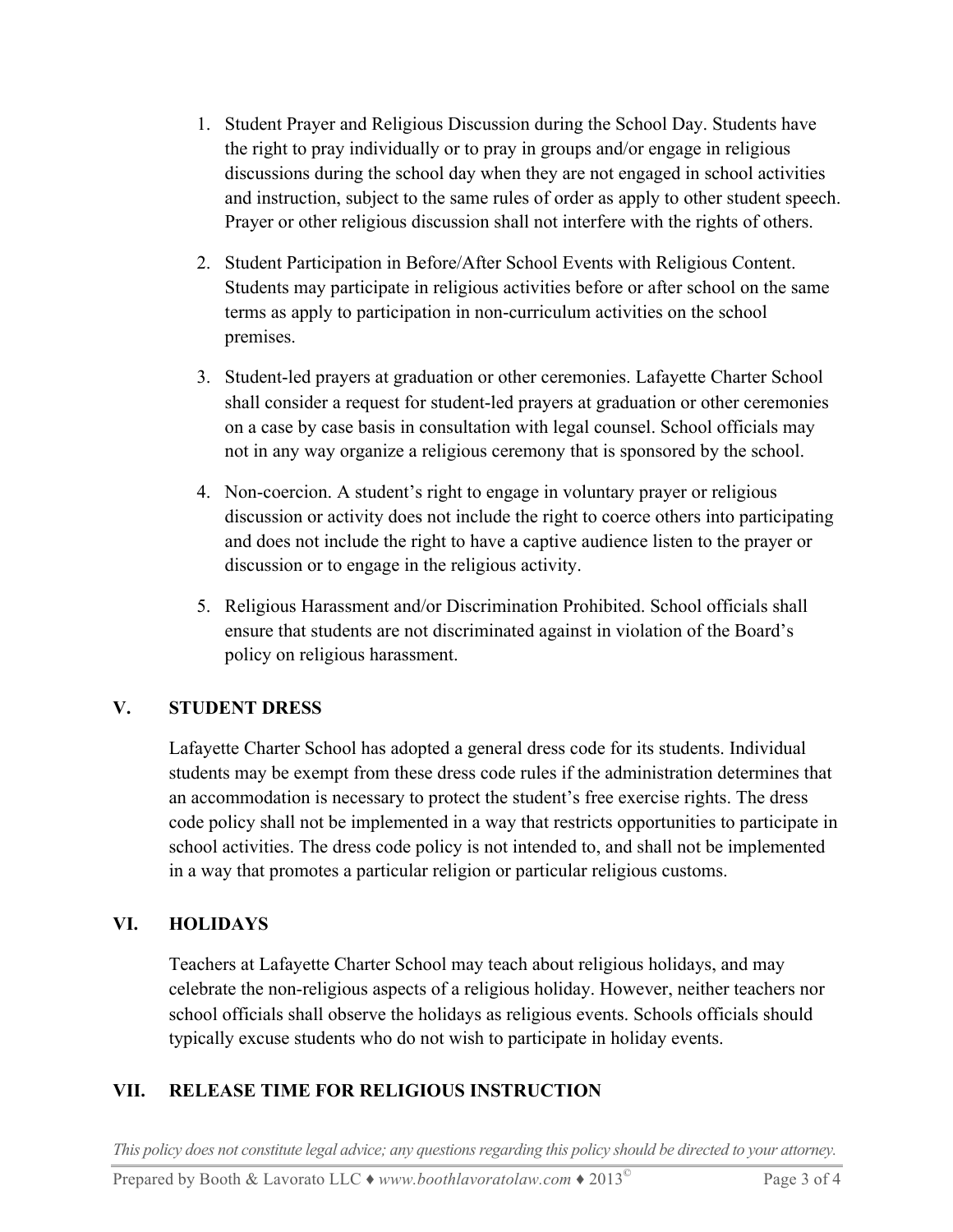1. Student Prayer and Religious Discussion during the School Day. Students have the right to pray individually or to pray in groups and/or engage in religious discussions during the school day when they are not engaged in school activities and instruction, subject to the same rules of order as apply to other student speech. Prayer or other religious discussion shall not interfere with the rights of others.

2. Student Participation in Before/After School Events with Religious Content. Students may participate in religious activities before or after school on the same terms as apply to participation in non-curriculum activities on the school premises.

3. Student-led prayers at graduation or other ceremonies. Lafayette Charter School shall consider a request for student-led prayers at graduation or other ceremonies on a case by case basis in consultation with legal counsel. School officials may not in any way organize a religious ceremony that is sponsored by the school.

4. Non-coercion. A student's right to engage in voluntary prayer or religious discussion or activity does not include the right to coerce others into participating and does not include the right to have a captive audience listen to the prayer or discussion or to engage in the religious activity.

5. Religious Harassment and/or Discrimination Prohibited. School officials shall ensure that students are not discriminated against in violation of the Board's policy on religious harassment.

## V. STUDENT DRESS

Lafayette Charter School has adopted a general dress code for its students. Individual students may be exempt from these dress code rules if the administration determines that an accommodation is necessary to protect the student's free exercise rights. The dress code policy shall not be implemented in a way that restricts opportunities to participate in school activities. The dress code policy is not intended to, and shall not be implemented in a way that promotes a particular religion or particular religious customs.

## VI. HOLIDAYS

Teachers at Lafayette Charter School may teach about religious holidays, and may celebrate the non-religious aspects of a religious holiday. However, neither teachers nor school officials shall observe the holidays as religious events. Schools officials should typically excuse students who do not wish to participate in holiday events.

## VII. RELEASE TIME FOR RELIGIOUS INSTRUCTION

*This policy does not constitute legal advice; any questions regarding this policy should be directed to your attorney.*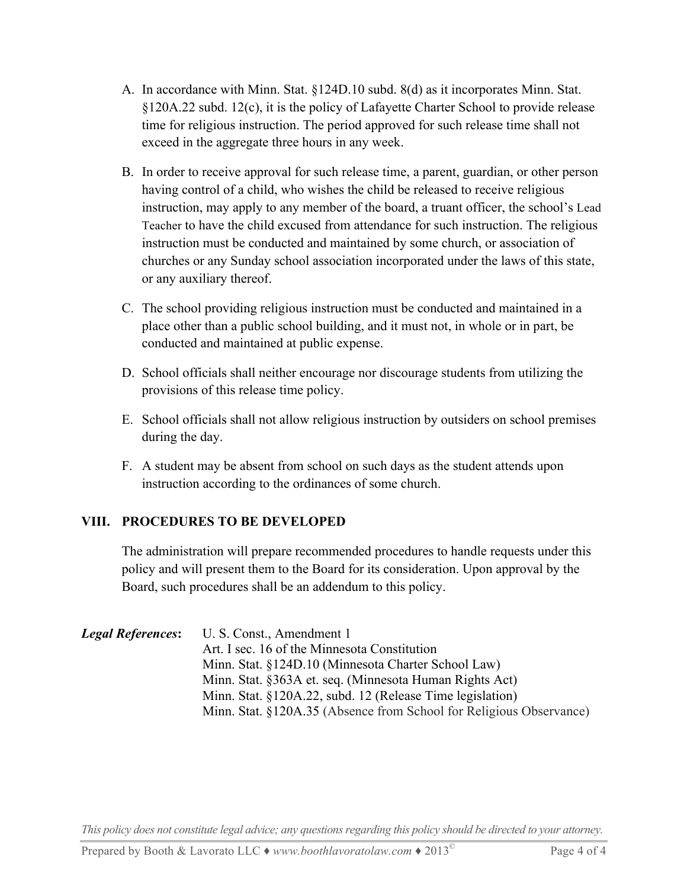A. In accordance with Minn. Stat. §124D.10 subd. 8(d) as it incorporates Minn. Stat. §120A.22 subd. 12(c), it is the policy of Lafayette Charter School to provide release time for religious instruction. The period approved for such release time shall not exceed in the aggregate three hours in any week.

B. In order to receive approval for such release time, a parent, guardian, or other person having control of a child, who wishes the child be released to receive religious instruction, may apply to any member of the board, a truant officer, the school's Lead Teacher to have the child excused from attendance for such instruction. The religious instruction must be conducted and maintained by some church, or association of churches or any Sunday school association incorporated under the laws of this state, or any auxiliary thereof.

C. The school providing religious instruction must be conducted and maintained in a place other than a public school building, and it must not, in whole or in part, be conducted and maintained at public expense.

D. School officials shall neither encourage nor discourage students from utilizing the provisions of this release time policy.

E. School officials shall not allow religious instruction by outsiders on school premises during the day.

F. A student may be absent from school on such days as the student attends upon instruction according to the ordinances of some church.

## VIII. PROCEDURES TO BE DEVELOPED

The administration will prepare recommended procedures to handle requests under this policy and will present them to the Board for its consideration. Upon approval by the Board, such procedures shall be an addendum to this policy.

***Legal References*:**

U. S. Const., Amendment 1
Art. I sec. 16 of the Minnesota Constitution
Minn. Stat. §124D.10 (Minnesota Charter School Law)
Minn. Stat. §363A et. seq. (Minnesota Human Rights Act)
Minn. Stat. §120A.22, subd. 12 (Release Time legislation)
Minn. Stat. §120A.35 (Absence from School for Religious Observance)

*This policy does not constitute legal advice; any questions regarding this policy should be directed to your attorney.*